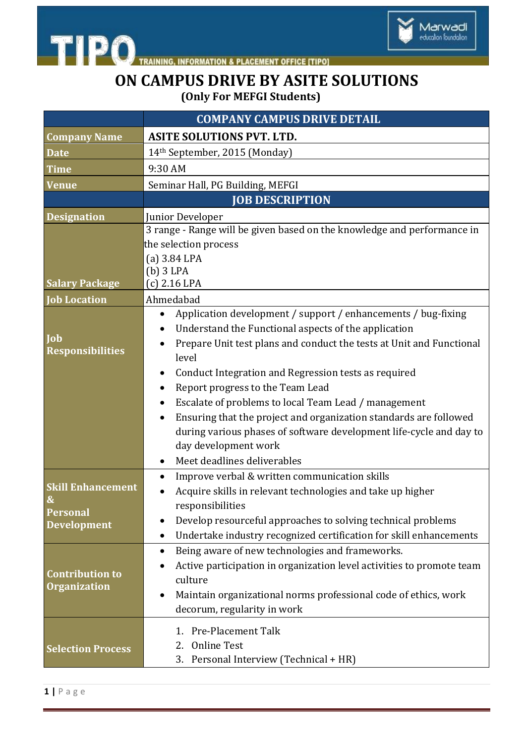TIPO
TRAINING, INFORMATION & PLACEMENT OFFICE [TIPO]

Marwadi education foundation

# ON CAMPUS DRIVE BY ASITE SOLUTIONS

**(Only For MEFGI Students)**

| | COMPANY CAMPUS DRIVE DETAIL |
|---|---|
| **Company Name** | **ASITE SOLUTIONS PVT. LTD.** |
| **Date** | 14th September, 2015 (Monday) |
| **Time** | 9:30 AM |
| **Venue** | Seminar Hall, PG Building, MEFGI |
| | **JOB DESCRIPTION** |
| **Designation** | Junior Developer |
| **Salary Package** | 3 range - Range will be given based on the knowledge and performance in the selection process<br>(a) 3.84 LPA<br>(b) 3 LPA<br>(c) 2.16 LPA |
| **Job Location** | Ahmedabad |
| **Job Responsibilities** | • Application development / support / enhancements / bug-fixing<br>• Understand the Functional aspects of the application<br>• Prepare Unit test plans and conduct the tests at Unit and Functional level<br>• Conduct Integration and Regression tests as required<br>• Report progress to the Team Lead<br>• Escalate of problems to local Team Lead / management<br>• Ensuring that the project and organization standards are followed during various phases of software development life-cycle and day to day development work<br>• Meet deadlines deliverables |
| **Skill Enhancement & Personal Development** | • Improve verbal & written communication skills<br>• Acquire skills in relevant technologies and take up higher responsibilities<br>• Develop resourceful approaches to solving technical problems<br>• Undertake industry recognized certification for skill enhancements |
| **Contribution to Organization** | • Being aware of new technologies and frameworks.<br>• Active participation in organization level activities to promote team culture<br>• Maintain organizational norms professional code of ethics, work decorum, regularity in work |
| **Selection Process** | 1. Pre-Placement Talk<br>2. Online Test<br>3. Personal Interview (Technical + HR) |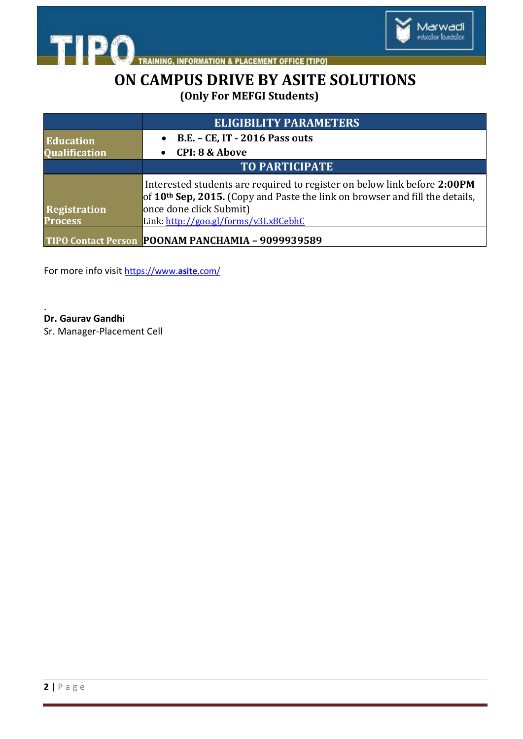# ON CAMPUS DRIVE BY ASITE SOLUTIONS

**(Only For MEFGI Students)**

| | ELIGIBILITY PARAMETERS |
|---|---|
| Education Qualification | • **B.E. – CE, IT - 2016 Pass outs**<br>• **CPI: 8 & Above** |
| | **TO PARTICIPATE** |
| Registration Process | Interested students are required to register on below link before **2:00PM** of **10th Sep, 2015.** (Copy and Paste the link on browser and fill the details, once done click Submit)<br>Link: http://goo.gl/forms/v3Lx8CebhC |
| TIPO Contact Person | **POONAM PANCHAMIA – 9099939589** |

For more info visit https://www.asite.com/

.

**Dr. Gaurav Gandhi**

Sr. Manager-Placement Cell